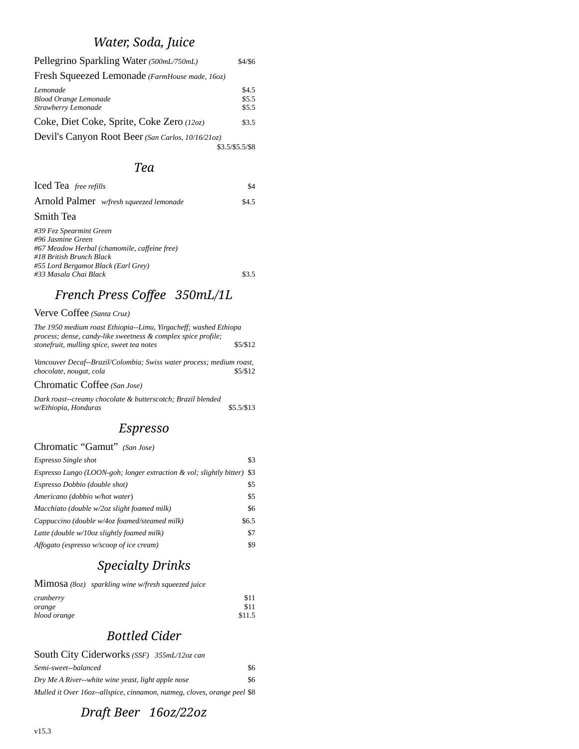## *Water, Soda, Juice*

Pellegrino Sparkling Water *(500mL/750mL)* $4/$6

Fresh Squeezed Lemonade *(FarmHouse made, 16oz)*

*Lemonade* $4.5
*Blood Orange Lemonade* $5.5
*Strawberry Lemonade* $5.5

Coke, Diet Coke, Sprite, Coke Zero *(12oz)* $3.5

Devil's Canyon Root Beer *(San Carlos, 10/16/21oz)* $3.5/$5.5/$8

## *Tea*

Iced Tea *free refills* $4

Arnold Palmer *w/fresh squeezed lemonade* $4.5

Smith Tea

*#39 Fez Spearmint Green*
*#96 Jasmine Green*
*#67 Meadow Herbal (chamomile, caffeine free)*
*#18 British Brunch Black*
*#55 Lord Bergamot Black (Earl Grey)*
*#33 Masala Chai Black* $3.5

## *French Press Coffee 350mL/1L*

Verve Coffee *(Santa Cruz)*

*The 1950 medium roast Ethiopia--Limu, Yirgacheff; washed Ethiopa process; dense, candy-like sweetness & complex spice profile; stonefruit, mulling spice, sweet tea notes* $5/$12

*Vancouver Decaf--Brazil/Colombia; Swiss water process; medium roast, chocolate, nougat, cola* $5/$12

Chromatic Coffee *(San Jose)*

*Dark roast--creamy chocolate & butterscotch; Brazil blended w/Ethiopia, Honduras* $5.5/$13

## *Espresso*

Chromatic "Gamut" *(San Jose)*

*Espresso Single shot* $3
*Espresso Lungo (LOON-goh; longer extraction & vol; slightly bitter)* $3
*Espresso Dobbio (double shot)* $5
*Americano (dobbio w/hot water)* $5
*Macchiato (double w/2oz slight foamed milk)* $6
*Cappuccino (double w/4oz foamed/steamed milk)* $6.5
*Latte (double w/10oz slightly foamed milk)* $7
*Affogato (espresso w/scoop of ice cream)* $9

## *Specialty Drinks*

Mimosa *(8oz) sparkling wine w/fresh squeezed juice*

*cranberry* $11
*orange* $11
*blood orange* $11.5

## *Bottled Cider*

South City Ciderworks *(SSF) 355mL/12oz can*

*Semi-sweet--balanced* $6
*Dry Me A River--white wine yeast, light apple nose* $6
*Mulled it Over 16oz--allspice, cinnamon, nutmeg, cloves, orange peel* $8

## *Draft Beer 16oz/22oz*

v15.3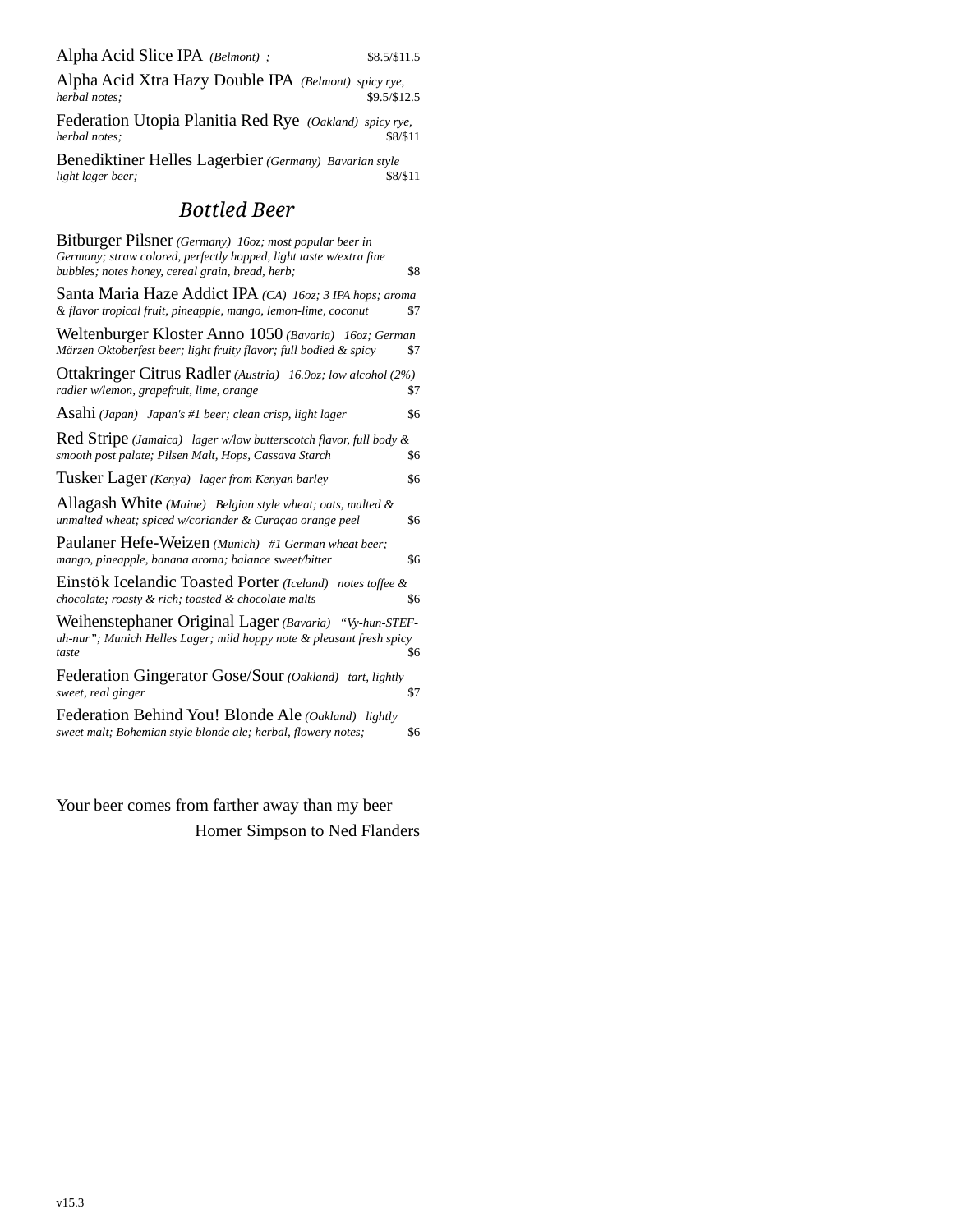Alpha Acid Slice IPA *(Belmont) ;* $8.5/$11.5

Alpha Acid Xtra Hazy Double IPA *(Belmont) spicy rye, herbal notes;* $9.5/$12.5

Federation Utopia Planitia Red Rye *(Oakland) spicy rye, herbal notes;* $8/$11

Benediktiner Helles Lagerbier *(Germany) Bavarian style light lager beer;* $8/$11

## *Bottled Beer*

Bitburger Pilsner *(Germany) 16oz; most popular beer in Germany; straw colored, perfectly hopped, light taste w/extra fine bubbles; notes honey, cereal grain, bread, herb;* $8

Santa Maria Haze Addict IPA *(CA) 16oz; 3 IPA hops; aroma & flavor tropical fruit, pineapple, mango, lemon-lime, coconut* $7

Weltenburger Kloster Anno 1050 *(Bavaria) 16oz; German Märzen Oktoberfest beer; light fruity flavor; full bodied & spicy* $7

Ottakringer Citrus Radler *(Austria) 16.9oz; low alcohol (2%) radler w/lemon, grapefruit, lime, orange* $7

Asahi *(Japan) Japan's #1 beer; clean crisp, light lager* $6

Red Stripe *(Jamaica) lager w/low butterscotch flavor, full body & smooth post palate; Pilsen Malt, Hops, Cassava Starch* $6

Tusker Lager *(Kenya) lager from Kenyan barley* $6

Allagash White *(Maine) Belgian style wheat; oats, malted & unmalted wheat; spiced w/coriander & Curaçao orange peel* $6

Paulaner Hefe-Weizen *(Munich) #1 German wheat beer; mango, pineapple, banana aroma; balance sweet/bitter* $6

Einstök Icelandic Toasted Porter *(Iceland) notes toffee & chocolate; roasty & rich; toasted & chocolate malts* $6

Weihenstephaner Original Lager *(Bavaria) "Vy-hun-STEF-uh-nur"; Munich Helles Lager; mild hoppy note & pleasant fresh spicy taste* $6

Federation Gingerator Gose/Sour *(Oakland) tart, lightly sweet, real ginger* $7

Federation Behind You! Blonde Ale *(Oakland) lightly sweet malt; Bohemian style blonde ale; herbal, flowery notes;* $6

Your beer comes from farther away than my beer

Homer Simpson to Ned Flanders

v15.3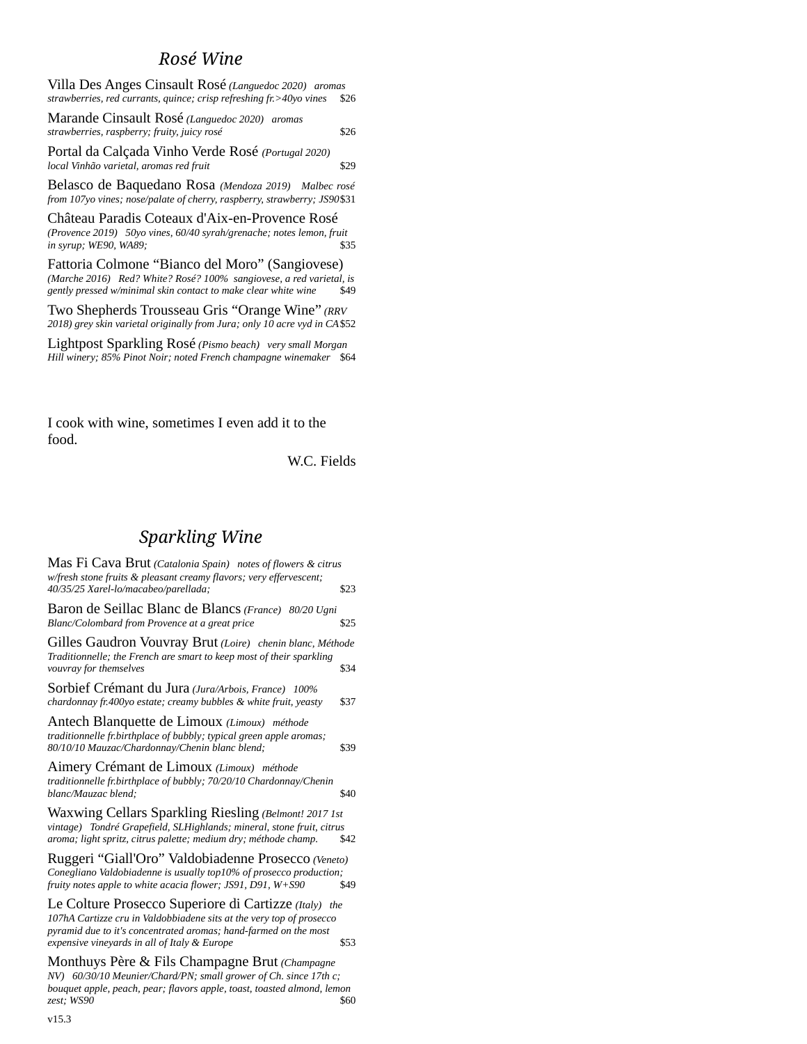## *Rosé Wine*

Villa Des Anges Cinsault Rosé *(Languedoc 2020) aromas strawberries, red currants, quince; crisp refreshing fr.>40yo vines* $26

Marande Cinsault Rosé *(Languedoc 2020) aromas strawberries, raspberry; fruity, juicy rosé* $26

Portal da Calçada Vinho Verde Rosé *(Portugal 2020) local Vinhão varietal, aromas red fruit* $29

Belasco de Baquedano Rosa *(Mendoza 2019) Malbec rosé from 107yo vines; nose/palate of cherry, raspberry, strawberry; JS90* $31

Château Paradis Coteaux d'Aix-en-Provence Rosé *(Provence 2019) 50yo vines, 60/40 syrah/grenache; notes lemon, fruit in syrup; WE90, WA89;* $35

Fattoria Colmone "Bianco del Moro" (Sangiovese) *(Marche 2016) Red? White? Rosé? 100% sangiovese, a red varietal, is gently pressed w/minimal skin contact to make clear white wine* $49

Two Shepherds Trousseau Gris "Orange Wine" *(RRV 2018) grey skin varietal originally from Jura; only 10 acre vyd in CA* $52

Lightpost Sparkling Rosé *(Pismo beach) very small Morgan Hill winery; 85% Pinot Noir; noted French champagne winemaker* $64

I cook with wine, sometimes I even add it to the food.

W.C. Fields

## *Sparkling Wine*

Mas Fi Cava Brut *(Catalonia Spain) notes of flowers & citrus w/fresh stone fruits & pleasant creamy flavors; very effervescent; 40/35/25 Xarel-lo/macabeo/parellada;* $23

Baron de Seillac Blanc de Blancs *(France) 80/20 Ugni Blanc/Colombard from Provence at a great price* $25

Gilles Gaudron Vouvray Brut *(Loire) chenin blanc, Méthode Traditionnelle; the French are smart to keep most of their sparkling vouvray for themselves* $34

Sorbief Crémant du Jura *(Jura/Arbois, France) 100% chardonnay fr.400yo estate; creamy bubbles & white fruit, yeasty* $37

Antech Blanquette de Limoux *(Limoux) méthode traditionnelle fr.birthplace of bubbly; typical green apple aromas; 80/10/10 Mauzac/Chardonnay/Chenin blanc blend;* $39

Aimery Crémant de Limoux *(Limoux) méthode traditionnelle fr.birthplace of bubbly; 70/20/10 Chardonnay/Chenin blanc/Mauzac blend;* $40

Waxwing Cellars Sparkling Riesling *(Belmont! 2017 1st vintage) Tondré Grapefield, SLHighlands; mineral, stone fruit, citrus aroma; light spritz, citrus palette; medium dry; méthode champ.* $42

Ruggeri "Giall'Oro" Valdobiadenne Prosecco *(Veneto) Conegliano Valdobiadenne is usually top10% of prosecco production; fruity notes apple to white acacia flower; JS91, D91, W+S90* $49

Le Colture Prosecco Superiore di Cartizze *(Italy) the 107hA Cartizze cru in Valdobbiadene sits at the very top of prosecco pyramid due to it's concentrated aromas; hand-farmed on the most expensive vineyards in all of Italy & Europe* $53

Monthuys Père & Fils Champagne Brut *(Champagne NV) 60/30/10 Meunier/Chard/PN; small grower of Ch. since 17th c; bouquet apple, peach, pear; flavors apple, toast, toasted almond, lemon zest; WS90* $60

v15.3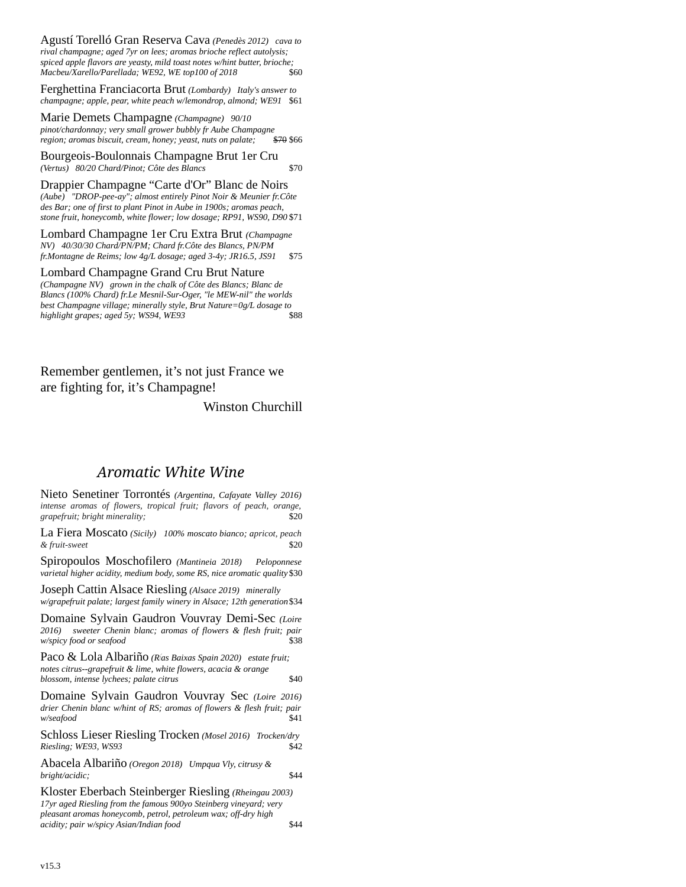Agustí Torelló Gran Reserva Cava *(Penedès 2012) cava to rival champagne; aged 7yr on lees; aromas brioche reflect autolysis; spiced apple flavors are yeasty, mild toast notes w/hint butter, brioche; Macbeu/Xarello/Parellada; WE92, WE top100 of 2018* $60

Ferghettina Franciacorta Brut *(Lombardy) Italy's answer to champagne; apple, pear, white peach w/lemondrop, almond; WE91* $61

Marie Demets Champagne *(Champagne) 90/10 pinot/chardonnay; very small grower bubbly fr Aube Champagne region; aromas biscuit, cream, honey; yeast, nuts on palate;* ~~$70~~ $66

Bourgeois-Boulonnais Champagne Brut 1er Cru *(Vertus) 80/20 Chard/Pinot; Côte des Blancs* $70

Drappier Champagne "Carte d'Or" Blanc de Noirs *(Aube) "DROP-pee-ay"; almost entirely Pinot Noir & Meunier fr.Côte des Bar; one of first to plant Pinot in Aube in 1900s; aromas peach, stone fruit, honeycomb, white flower; low dosage; RP91, WS90, D90* $71

Lombard Champagne 1er Cru Extra Brut *(Champagne NV) 40/30/30 Chard/PN/PM; Chard fr.Côte des Blancs, PN/PM fr.Montagne de Reims; low 4g/L dosage; aged 3-4y; JR16.5, JS91* $75

Lombard Champagne Grand Cru Brut Nature *(Champagne NV) grown in the chalk of Côte des Blancs; Blanc de Blancs (100% Chard) fr.Le Mesnil-Sur-Oger, "le MEW-nil" the worlds best Champagne village; minerally style, Brut Nature=0g/L dosage to highlight grapes; aged 5y; WS94, WE93* $88

Remember gentlemen, it's not just France we are fighting for, it's Champagne!

Winston Churchill

## *Aromatic White Wine*

Nieto Senetiner Torrontés *(Argentina, Cafayate Valley 2016) intense aromas of flowers, tropical fruit; flavors of peach, orange, grapefruit; bright minerality;* $20

La Fiera Moscato *(Sicily) 100% moscato bianco; apricot, peach & fruit-sweet* $20

Spiropoulos Moschofilero *(Mantineia 2018) Peloponnese varietal higher acidity, medium body, some RS, nice aromatic quality* $30

Joseph Cattin Alsace Riesling *(Alsace 2019) minerally w/grapefruit palate; largest family winery in Alsace; 12th generation* $34

Domaine Sylvain Gaudron Vouvray Demi-Sec *(Loire 2016) sweeter Chenin blanc; aromas of flowers & flesh fruit; pair w/spicy food or seafood* $38

Paco & Lola Albariño *(Rías Baixas Spain 2020) estate fruit; notes citrus--grapefruit & lime, white flowers, acacia & orange blossom, intense lychees; palate citrus* $40

Domaine Sylvain Gaudron Vouvray Sec *(Loire 2016) drier Chenin blanc w/hint of RS; aromas of flowers & flesh fruit; pair w/seafood* $41

Schloss Lieser Riesling Trocken *(Mosel 2016) Trocken/dry Riesling; WE93, WS93* $42

Abacela Albariño *(Oregon 2018) Umpqua Vly, citrusy & bright/acidic;* $44

Kloster Eberbach Steinberger Riesling *(Rheingau 2003) 17yr aged Riesling from the famous 900yo Steinberg vineyard; very pleasant aromas honeycomb, petrol, petroleum wax; off-dry high acidity; pair w/spicy Asian/Indian food* $44

v15.3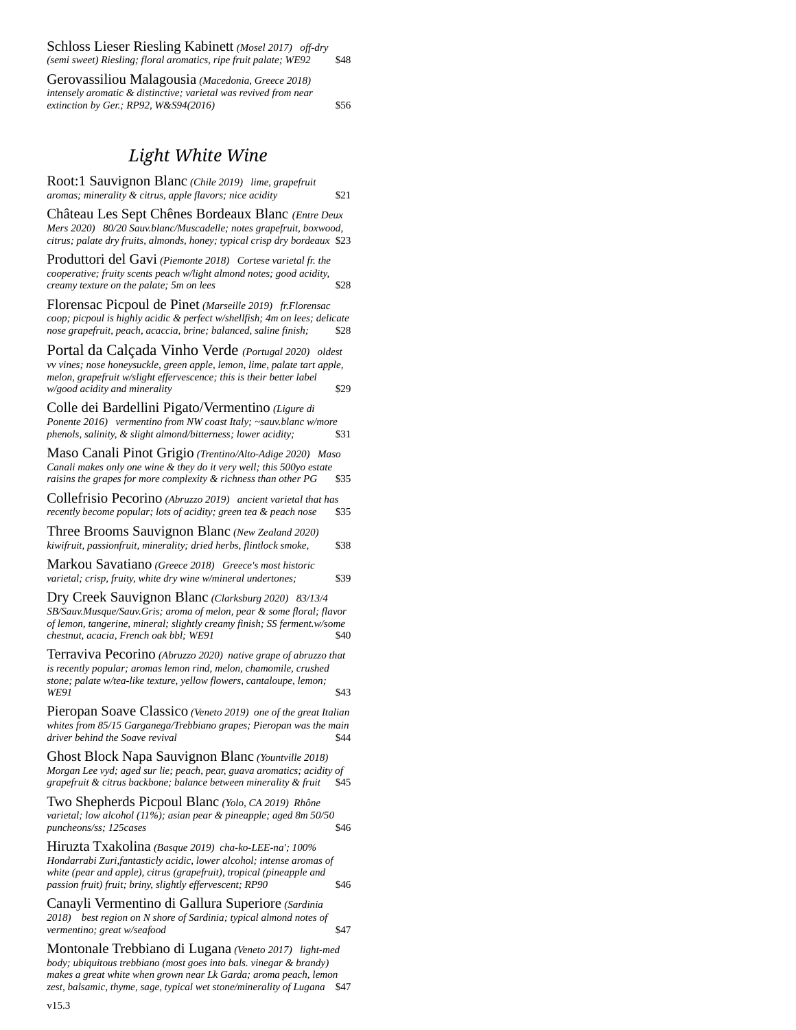Schloss Lieser Riesling Kabinett *(Mosel 2017) off-dry (semi sweet) Riesling; floral aromatics, ripe fruit palate; WE92* $48

Gerovassiliou Malagousia *(Macedonia, Greece 2018) intensely aromatic & distinctive; varietal was revived from near extinction by Ger.; RP92, W&S94(2016)* $56

## *Light White Wine*

Root:1 Sauvignon Blanc *(Chile 2019) lime, grapefruit aromas; minerality & citrus, apple flavors; nice acidity* $21

Château Les Sept Chênes Bordeaux Blanc *(Entre Deux Mers 2020) 80/20 Sauv.blanc/Muscadelle; notes grapefruit, boxwood, citrus; palate dry fruits, almonds, honey; typical crisp dry bordeaux* $23

Produttori del Gavi *(Piemonte 2018) Cortese varietal fr. the cooperative; fruity scents peach w/light almond notes; good acidity, creamy texture on the palate; 5m on lees* $28

Florensac Picpoul de Pinet *(Marseille 2019) fr.Florensac coop; picpoul is highly acidic & perfect w/shellfish; 4m on lees; delicate nose grapefruit, peach, acaccia, brine; balanced, saline finish;* $28

Portal da Calçada Vinho Verde *(Portugal 2020) oldest vv vines; nose honeysuckle, green apple, lemon, lime, palate tart apple, melon, grapefruit w/slight effervescence; this is their better label w/good acidity and minerality* $29

Colle dei Bardellini Pigato/Vermentino *(Ligure di Ponente 2016) vermentino from NW coast Italy; ~sauv.blanc w/more phenols, salinity, & slight almond/bitterness; lower acidity;* $31

Maso Canali Pinot Grigio *(Trentino/Alto-Adige 2020) Maso Canali makes only one wine & they do it very well; this 500yo estate raisins the grapes for more complexity & richness than other PG* $35

Collefrisio Pecorino *(Abruzzo 2019) ancient varietal that has recently become popular; lots of acidity; green tea & peach nose* $35

Three Brooms Sauvignon Blanc *(New Zealand 2020) kiwifruit, passionfruit, minerality; dried herbs, flintlock smoke,* $38

Markou Savatiano *(Greece 2018) Greece's most historic varietal; crisp, fruity, white dry wine w/mineral undertones;* $39

Dry Creek Sauvignon Blanc *(Clarksburg 2020) 83/13/4 SB/Sauv.Musque/Sauv.Gris; aroma of melon, pear & some floral; flavor of lemon, tangerine, mineral; slightly creamy finish; SS ferment.w/some chestnut, acacia, French oak bbl; WE91* $40

Terraviva Pecorino *(Abruzzo 2020) native grape of abruzzo that is recently popular; aromas lemon rind, melon, chamomile, crushed stone; palate w/tea-like texture, yellow flowers, cantaloupe, lemon; WE91* $43

Pieropan Soave Classico *(Veneto 2019) one of the great Italian whites from 85/15 Garganega/Trebbiano grapes; Pieropan was the main driver behind the Soave revival* $44

Ghost Block Napa Sauvignon Blanc *(Yountville 2018) Morgan Lee vyd; aged sur lie; peach, pear, guava aromatics; acidity of grapefruit & citrus backbone; balance between minerality & fruit* $45

Two Shepherds Picpoul Blanc *(Yolo, CA 2019) Rhône varietal; low alcohol (11%); asian pear & pineapple; aged 8m 50/50 puncheons/ss; 125cases* $46

Hiruzta Txakolina *(Basque 2019) cha-ko-LEE-na'; 100% Hondarrabi Zuri,fantasticly acidic, lower alcohol; intense aromas of white (pear and apple), citrus (grapefruit), tropical (pineapple and passion fruit) fruit; briny, slightly effervescent; RP90* $46

Canayli Vermentino di Gallura Superiore *(Sardinia 2018) best region on N shore of Sardinia; typical almond notes of vermentino; great w/seafood* $47

Montonale Trebbiano di Lugana *(Veneto 2017) light-med body; ubiquitous trebbiano (most goes into bals. vinegar & brandy) makes a great white when grown near Lk Garda; aroma peach, lemon zest, balsamic, thyme, sage, typical wet stone/mineralily of Lugana* $47

v15.3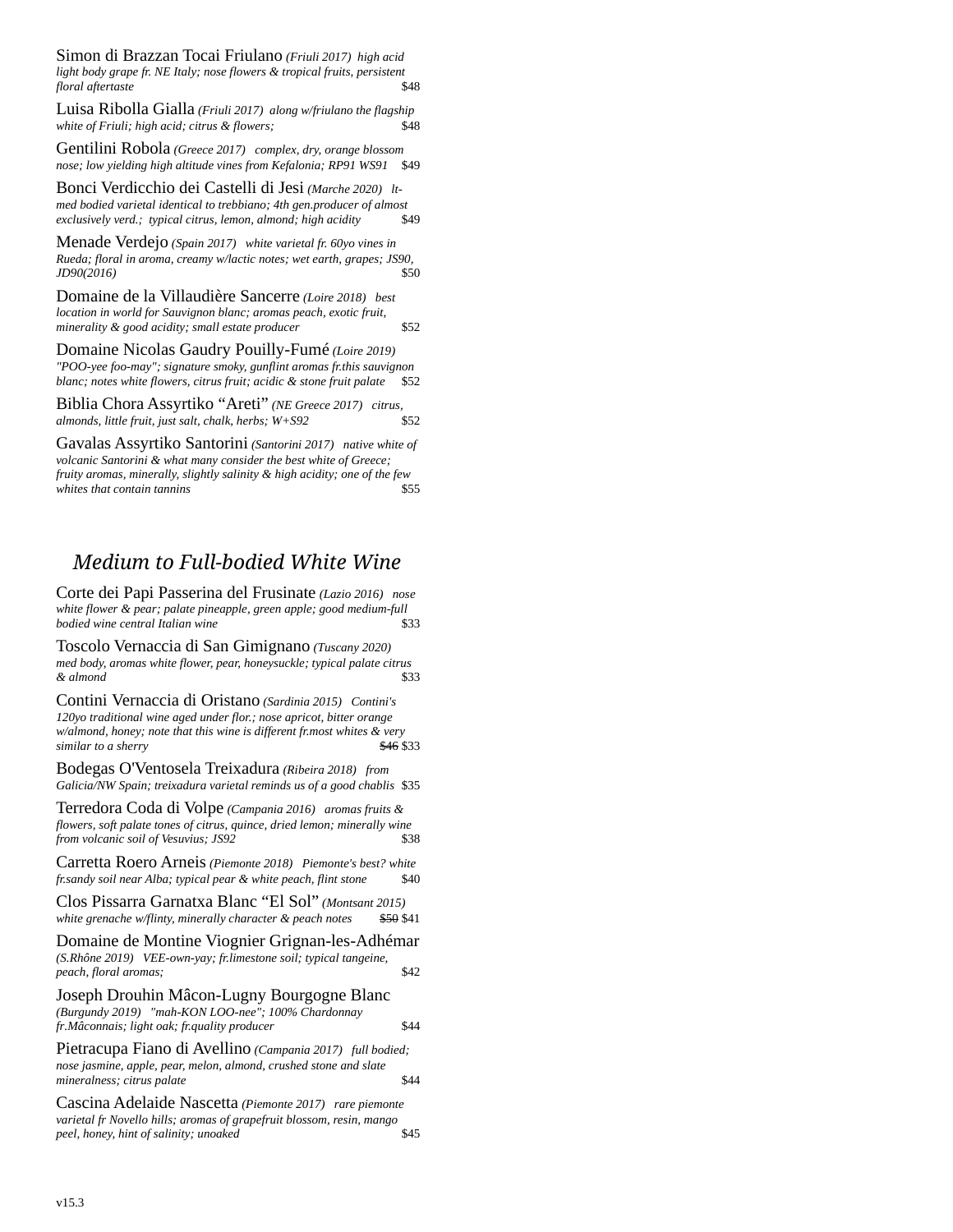Simon di Brazzan Tocai Friulano *(Friuli 2017) high acid light body grape fr. NE Italy; nose flowers & tropical fruits, persistent floral aftertaste* $48

Luisa Ribolla Gialla *(Friuli 2017) along w/friulano the flagship white of Friuli; high acid; citrus & flowers;* $48

Gentilini Robola *(Greece 2017) complex, dry, orange blossom nose; low yielding high altitude vines from Kefalonia; RP91 WS91* $49

Bonci Verdicchio dei Castelli di Jesi *(Marche 2020) lt-med bodied varietal identical to trebbiano; 4th gen.producer of almost exclusively verd.; typical citrus, lemon, almond; high acidity* $49

Menade Verdejo *(Spain 2017) white varietal fr. 60yo vines in Rueda; floral in aroma, creamy w/lactic notes; wet earth, grapes; JS90, JD90(2016)* $50

Domaine de la Villaudière Sancerre *(Loire 2018) best location in world for Sauvignon blanc; aromas peach, exotic fruit, minerality & good acidity; small estate producer* $52

Domaine Nicolas Gaudry Pouilly-Fumé *(Loire 2019) "POO-yee foo-may"; signature smoky, gunflint aromas fr.this sauvignon blanc; notes white flowers, citrus fruit; acidic & stone fruit palate* $52

Biblia Chora Assyrtiko "Areti" *(NE Greece 2017) citrus, almonds, little fruit, just salt, chalk, herbs; W+S92* $52

Gavalas Assyrtiko Santorini *(Santorini 2017) native white of volcanic Santorini & what many consider the best white of Greece; fruity aromas, minerally, slightly salinity & high acidity; one of the few whites that contain tannins* $55

## *Medium to Full-bodied White Wine*

Corte dei Papi Passerina del Frusinate *(Lazio 2016) nose white flower & pear; palate pineapple, green apple; good medium-full bodied wine central Italian wine* $33

Toscolo Vernaccia di San Gimignano *(Tuscany 2020) med body, aromas white flower, pear, honeysuckle; typical palate citrus & almond* $33

Contini Vernaccia di Oristano *(Sardinia 2015) Contini's 120yo traditional wine aged under flor.; nose apricot, bitter orange w/almond, honey; note that this wine is different fr.most whites & very similar to a sherry* ~~$46~~ $33

Bodegas O'Ventosela Treixadura *(Ribeira 2018) from Galicia/NW Spain; treixadura varietal reminds us of a good chablis* $35

Terredora Coda di Volpe *(Campania 2016) aromas fruits & flowers, soft palate tones of citrus, quince, dried lemon; minerally wine from volcanic soil of Vesuvius; JS92* $38

Carretta Roero Arneis *(Piemonte 2018) Piemonte's best? white fr.sandy soil near Alba; typical pear & white peach, flint stone* $40

Clos Pissarra Garnatxa Blanc "El Sol" *(Montsant 2015) white grenache w/flinty, minerally character & peach notes* ~~$50~~ $41

Domaine de Montine Viognier Grignan-les-Adhémar *(S.Rhône 2019) VEE-own-yay; fr.limestone soil; typical tangeine, peach, floral aromas;* $42

Joseph Drouhin Mâcon-Lugny Bourgogne Blanc *(Burgundy 2019) "mah-KON LOO-nee"; 100% Chardonnay fr.Mâconnais; light oak; fr.quality producer* $44

Pietracupa Fiano di Avellino *(Campania 2017) full bodied; nose jasmine, apple, pear, melon, almond, crushed stone and slate mineralness; citrus palate* $44

Cascina Adelaide Nascetta *(Piemonte 2017) rare piemonte varietal fr Novello hills; aromas of grapefruit blossom, resin, mango peel, honey, hint of salinity; unoaked* $45

v15.3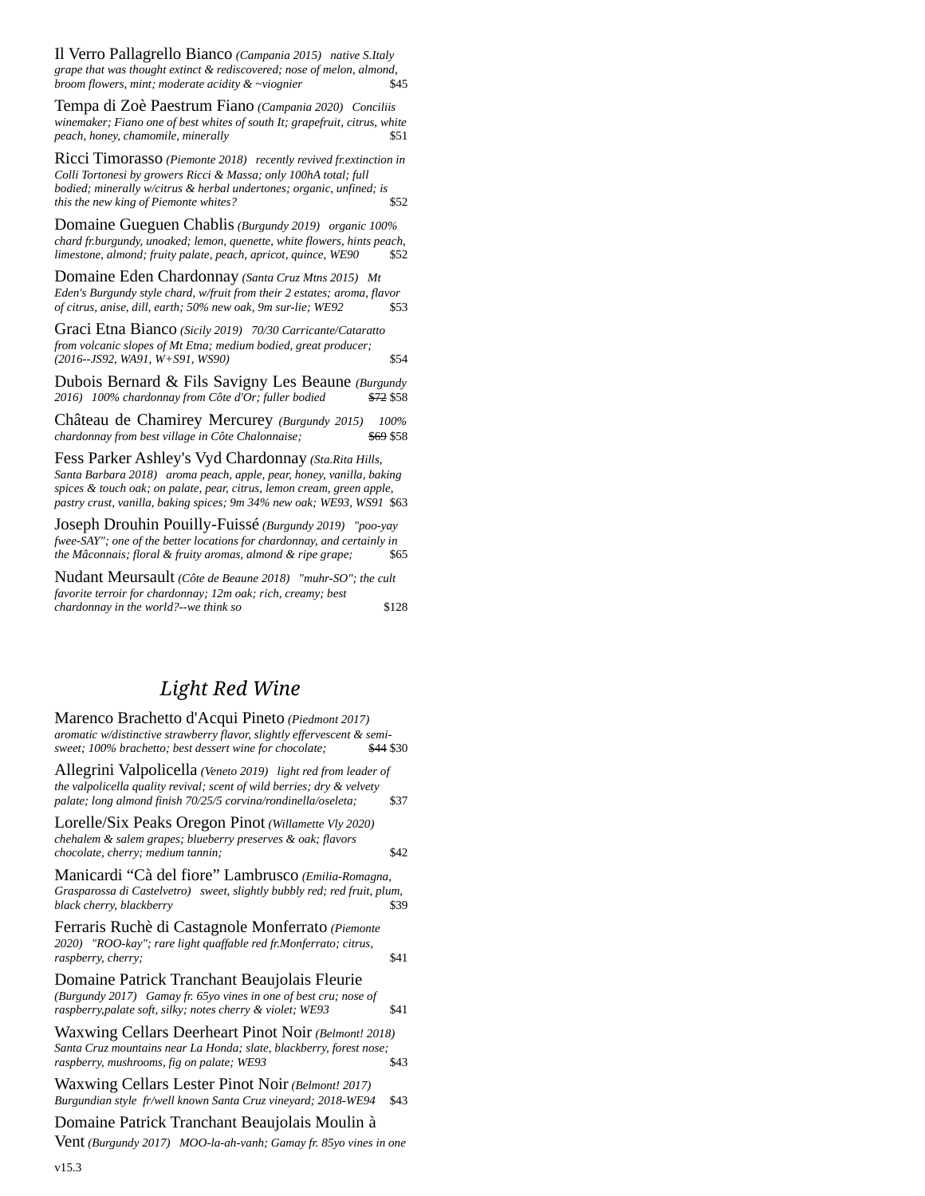Il Verro Pallagrello Bianco *(Campania 2015) native S.Italy grape that was thought extinct & rediscovered; nose of melon, almond, broom flowers, mint; moderate acidity & ~viognier* $45

Tempa di Zoè Paestrum Fiano *(Campania 2020) Conciliis winemaker; Fiano one of best whites of south It; grapefruit, citrus, white peach, honey, chamomile, minerally* $51

Ricci Timorasso *(Piemonte 2018) recently revived fr.extinction in Colli Tortonesi by growers Ricci & Massa; only 100hA total; full bodied; minerally w/citrus & herbal undertones; organic, unfined; is this the new king of Piemonte whites?* $52

Domaine Gueguen Chablis *(Burgundy 2019) organic 100% chard fr.burgundy, unoaked; lemon, quenette, white flowers, hints peach, limestone, almond; fruity palate, peach, apricot, quince, WE90* $52

Domaine Eden Chardonnay *(Santa Cruz Mtns 2015) Mt Eden's Burgundy style chard, w/fruit from their 2 estates; aroma, flavor of citrus, anise, dill, earth; 50% new oak, 9m sur-lie; WE92* $53

Graci Etna Bianco *(Sicily 2019) 70/30 Carricante/Cataratto from volcanic slopes of Mt Etna; medium bodied, great producer; (2016--JS92, WA91, W+S91, WS90)* $54

Dubois Bernard & Fils Savigny Les Beaune *(Burgundy 2016) 100% chardonnay from Côte d'Or; fuller bodied* ~~$72~~ $58

Château de Chamirey Mercurey *(Burgundy 2015) 100% chardonnay from best village in Côte Chalonnaise;* ~~$69~~ $58

Fess Parker Ashley's Vyd Chardonnay *(Sta.Rita Hills, Santa Barbara 2018) aroma peach, apple, pear, honey, vanilla, baking spices & touch oak; on palate, pear, citrus, lemon cream, green apple, pastry crust, vanilla, baking spices; 9m 34% new oak; WE93, WS91* $63

Joseph Drouhin Pouilly-Fuissé *(Burgundy 2019) "poo-yay fwee-SAY"; one of the better locations for chardonnay, and certainly in the Mâconnais; floral & fruity aromas, almond & ripe grape;* $65

Nudant Meursault *(Côte de Beaune 2018) "muhr-SO"; the cult favorite terroir for chardonnay; 12m oak; rich, creamy; best chardonnay in the world?--we think so* $128

## *Light Red Wine*

Marenco Brachetto d'Acqui Pineto *(Piedmont 2017) aromatic w/distinctive strawberry flavor, slightly effervescent & semi-sweet; 100% brachetto; best dessert wine for chocolate;* ~~$44~~ $30

Allegrini Valpolicella *(Veneto 2019) light red from leader of the valpolicella quality revival; scent of wild berries; dry & velvety palate; long almond finish 70/25/5 corvina/rondinella/oseleta;* $37

Lorelle/Six Peaks Oregon Pinot *(Willamette Vly 2020) chehalem & salem grapes; blueberry preserves & oak; flavors chocolate, cherry; medium tannin;* $42

Manicardi "Cà del fiore" Lambrusco *(Emilia-Romagna, Grasparossa di Castelvetro) sweet, slightly bubbly red; red fruit, plum, black cherry, blackberry* $39

Ferraris Ruchè di Castagnole Monferrato *(Piemonte 2020) "ROO-kay"; rare light quaffable red fr.Monferrato; citrus, raspberry, cherry;* $41

Domaine Patrick Tranchant Beaujolais Fleurie *(Burgundy 2017) Gamay fr. 65yo vines in one of best cru; nose of raspberry,palate soft, silky; notes cherry & violet; WE93* $41

Waxwing Cellars Deerheart Pinot Noir *(Belmont! 2018) Santa Cruz mountains near La Honda; slate, blackberry, forest nose; raspberry, mushrooms, fig on palate; WE93* $43

Waxwing Cellars Lester Pinot Noir *(Belmont! 2017) Burgundian style fr/well known Santa Cruz vineyard; 2018-WE94* $43

Domaine Patrick Tranchant Beaujolais Moulin à Vent *(Burgundy 2017) MOO-la-ah-vanh; Gamay fr. 85yo vines in one*

v15.3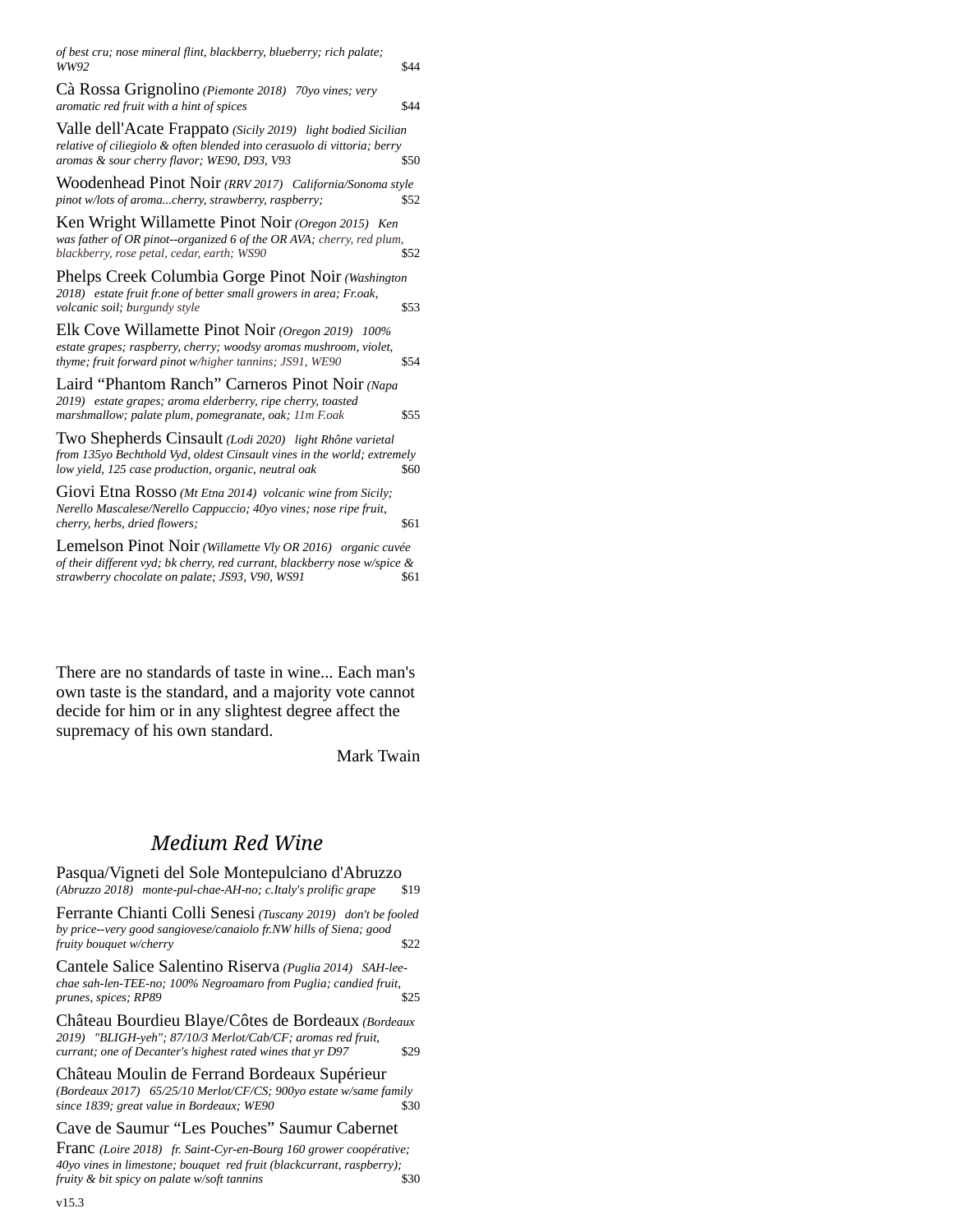*of best cru; nose mineral flint, blackberry, blueberry; rich palate; WW92* $44

Cà Rossa Grignolino *(Piemonte 2018) 70yo vines; very aromatic red fruit with a hint of spices* $44

Valle dell'Acate Frappato *(Sicily 2019) light bodied Sicilian relative of ciliegiolo & often blended into cerasuolo di vittoria; berry aromas & sour cherry flavor; WE90, D93, V93* $50

Woodenhead Pinot Noir *(RRV 2017) California/Sonoma style pinot w/lots of aroma...cherry, strawberry, raspberry;* $52

Ken Wright Willamette Pinot Noir *(Oregon 2015) Ken was father of OR pinot--organized 6 of the OR AVA; cherry, red plum, blackberry, rose petal, cedar, earth; WS90* $52

Phelps Creek Columbia Gorge Pinot Noir *(Washington 2018) estate fruit fr.one of better small growers in area; Fr.oak, volcanic soil; burgundy style* $53

Elk Cove Willamette Pinot Noir *(Oregon 2019) 100% estate grapes; raspberry, cherry; woodsy aromas mushroom, violet, thyme; fruit forward pinot w/higher tannins; JS91, WE90* $54

Laird "Phantom Ranch" Carneros Pinot Noir *(Napa 2019) estate grapes; aroma elderberry, ripe cherry, toasted marshmallow; palate plum, pomegranate, oak; 11m F.oak* $55

Two Shepherds Cinsault *(Lodi 2020) light Rhône varietal from 135yo Bechthold Vyd, oldest Cinsault vines in the world; extremely low yield, 125 case production, organic, neutral oak* $60

Giovi Etna Rosso *(Mt Etna 2014) volcanic wine from Sicily; Nerello Mascalese/Nerello Cappuccio; 40yo vines; nose ripe fruit, cherry, herbs, dried flowers;* $61

Lemelson Pinot Noir *(Willamette Vly OR 2016) organic cuvée of their different vyd; bk cherry, red currant, blackberry nose w/spice & strawberry chocolate on palate; JS93, V90, WS91* $61

There are no standards of taste in wine... Each man's own taste is the standard, and a majority vote cannot decide for him or in any slightest degree affect the supremacy of his own standard.

Mark Twain

## *Medium Red Wine*

Pasqua/Vigneti del Sole Montepulciano d'Abruzzo *(Abruzzo 2018) monte-pul-chae-AH-no; c.Italy's prolific grape* $19

Ferrante Chianti Colli Senesi *(Tuscany 2019) don't be fooled by price--very good sangiovese/canaiolo fr.NW hills of Siena; good fruity bouquet w/cherry* $22

Cantele Salice Salentino Riserva *(Puglia 2014) SAH-lee-chae sah-len-TEE-no; 100% Negroamaro from Puglia; candied fruit, prunes, spices; RP89* $25

Château Bourdieu Blaye/Côtes de Bordeaux *(Bordeaux 2019) "BLIGH-yeh"; 87/10/3 Merlot/Cab/CF; aromas red fruit, currant; one of Decanter's highest rated wines that yr D97* $29

Château Moulin de Ferrand Bordeaux Supérieur *(Bordeaux 2017) 65/25/10 Merlot/CF/CS; 900yo estate w/same family since 1839; great value in Bordeaux; WE90* $30

Cave de Saumur "Les Pouches" Saumur Cabernet Franc *(Loire 2018) fr. Saint-Cyr-en-Bourg 160 grower coopérative; 40yo vines in limestone; bouquet red fruit (blackcurrant, raspberry); fruity & bit spicy on palate w/soft tannins* $30

v15.3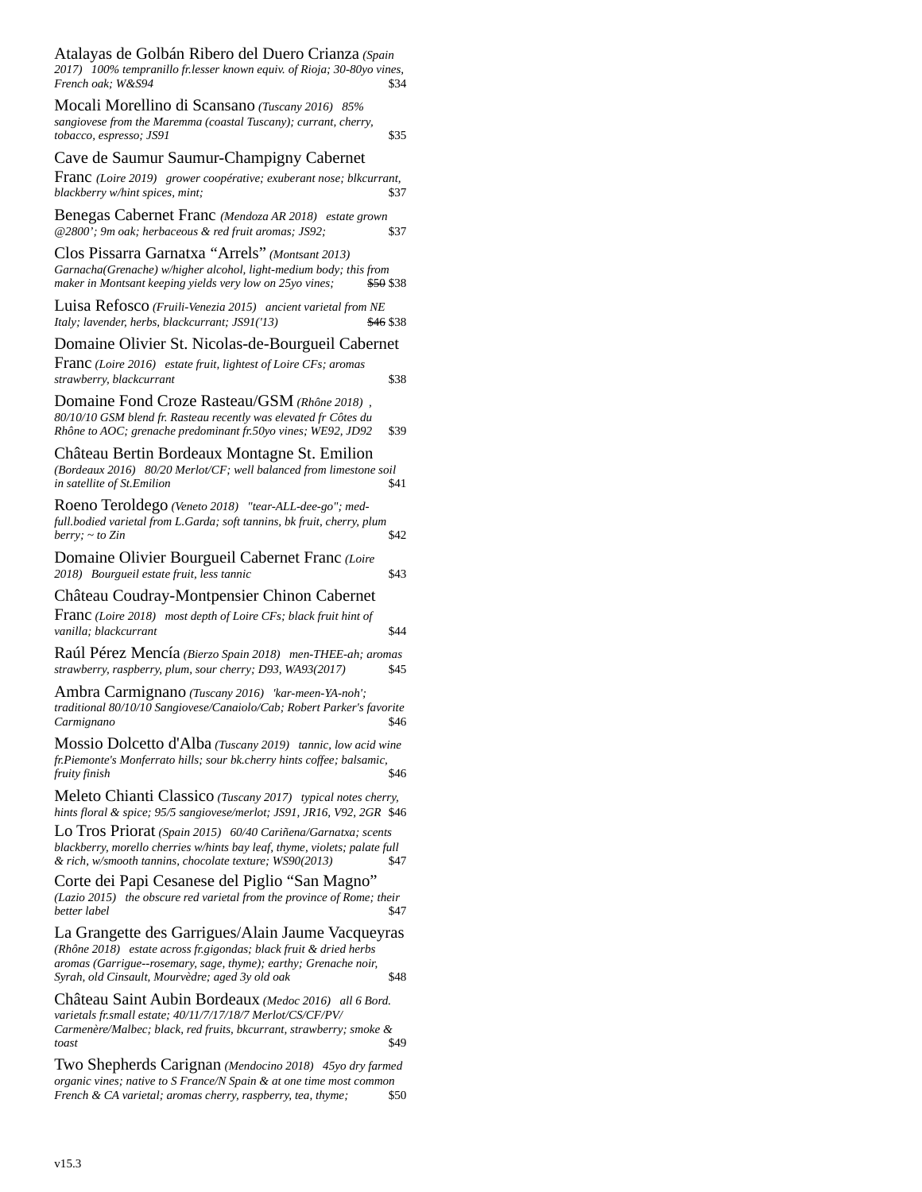Atalayas de Golbán Ribero del Duero Crianza *(Spain 2017) 100% tempranillo fr.lesser known equiv. of Rioja; 30-80yo vines, French oak; W&S94* $34

Mocali Morellino di Scansano *(Tuscany 2016) 85% sangiovese from the Maremma (coastal Tuscany); currant, cherry, tobacco, espresso; JS91* $35

Cave de Saumur Saumur-Champigny Cabernet Franc *(Loire 2019) grower coopérative; exuberant nose; blkcurrant, blackberry w/hint spices, mint;* $37

Benegas Cabernet Franc *(Mendoza AR 2018) estate grown @2800'; 9m oak; herbaceous & red fruit aromas; JS92;* $37

Clos Pissarra Garnatxa "Arrels" *(Montsant 2013) Garnacha(Grenache) w/higher alcohol, light-medium body; this from maker in Montsant keeping yields very low on 25yo vines;* ~~$50~~ $38

Luisa Refosco *(Fruili-Venezia 2015) ancient varietal from NE Italy; lavender, herbs, blackcurrant; JS91('13)* ~~$46~~ $38

Domaine Olivier St. Nicolas-de-Bourgueil Cabernet Franc *(Loire 2016) estate fruit, lightest of Loire CFs; aromas strawberry, blackcurrant* $38

Domaine Fond Croze Rasteau/GSM *(Rhône 2018) , 80/10/10 GSM blend fr. Rasteau recently was elevated fr Côtes du Rhône to AOC; grenache predominant fr.50yo vines; WE92, JD92* $39

Château Bertin Bordeaux Montagne St. Emilion *(Bordeaux 2016) 80/20 Merlot/CF; well balanced from limestone soil in satellite of St.Emilion* $41

Roeno Teroldego *(Veneto 2018) "tear-ALL-dee-go"; med-full.bodied varietal from L.Garda; soft tannins, bk fruit, cherry, plum berry; ~ to Zin* $42

Domaine Olivier Bourgueil Cabernet Franc *(Loire 2018) Bourgueil estate fruit, less tannic* $43

Château Coudray-Montpensier Chinon Cabernet Franc *(Loire 2018) most depth of Loire CFs; black fruit hint of vanilla; blackcurrant* $44

Raúl Pérez Mencía *(Bierzo Spain 2018) men-THEE-ah; aromas strawberry, raspberry, plum, sour cherry; D93, WA93(2017)* $45

Ambra Carmignano *(Tuscany 2016) 'kar-meen-YA-noh'; traditional 80/10/10 Sangiovese/Canaiolo/Cab; Robert Parker's favorite Carmignano* $46

Mossio Dolcetto d'Alba *(Tuscany 2019) tannic, low acid wine fr.Piemonte's Monferrato hills; sour bk.cherry hints coffee; balsamic, fruity finish* $46

Meleto Chianti Classico *(Tuscany 2017) typical notes cherry, hints floral & spice; 95/5 sangiovese/merlot; JS91, JR16, V92, 2GR* $46

Lo Tros Priorat *(Spain 2015) 60/40 Cariñena/Garnatxa; scents blackberry, morello cherries w/hints bay leaf, thyme, violets; palate full & rich, w/smooth tannins, chocolate texture; WS90(2013)* $47

Corte dei Papi Cesanese del Piglio "San Magno" *(Lazio 2015) the obscure red varietal from the province of Rome; their better label* $47

La Grangette des Garrigues/Alain Jaume Vacqueyras *(Rhône 2018) estate across fr.gigondas; black fruit & dried herbs aromas (Garrigue--rosemary, sage, thyme); earthy; Grenache noir, Syrah, old Cinsault, Mourvèdre; aged 3y old oak* $48

Château Saint Aubin Bordeaux *(Medoc 2016) all 6 Bord. varietals fr.small estate; 40/11/7/17/18/7 Merlot/CS/CF/PV/Carmenère/Malbec; black, red fruits, bkcurrant, strawberry; smoke & toast* $49

Two Shepherds Carignan *(Mendocino 2018) 45yo dry farmed organic vines; native to S France/N Spain & at one time most common French & CA varietal; aromas cherry, raspberry, tea, thyme;* $50

v15.3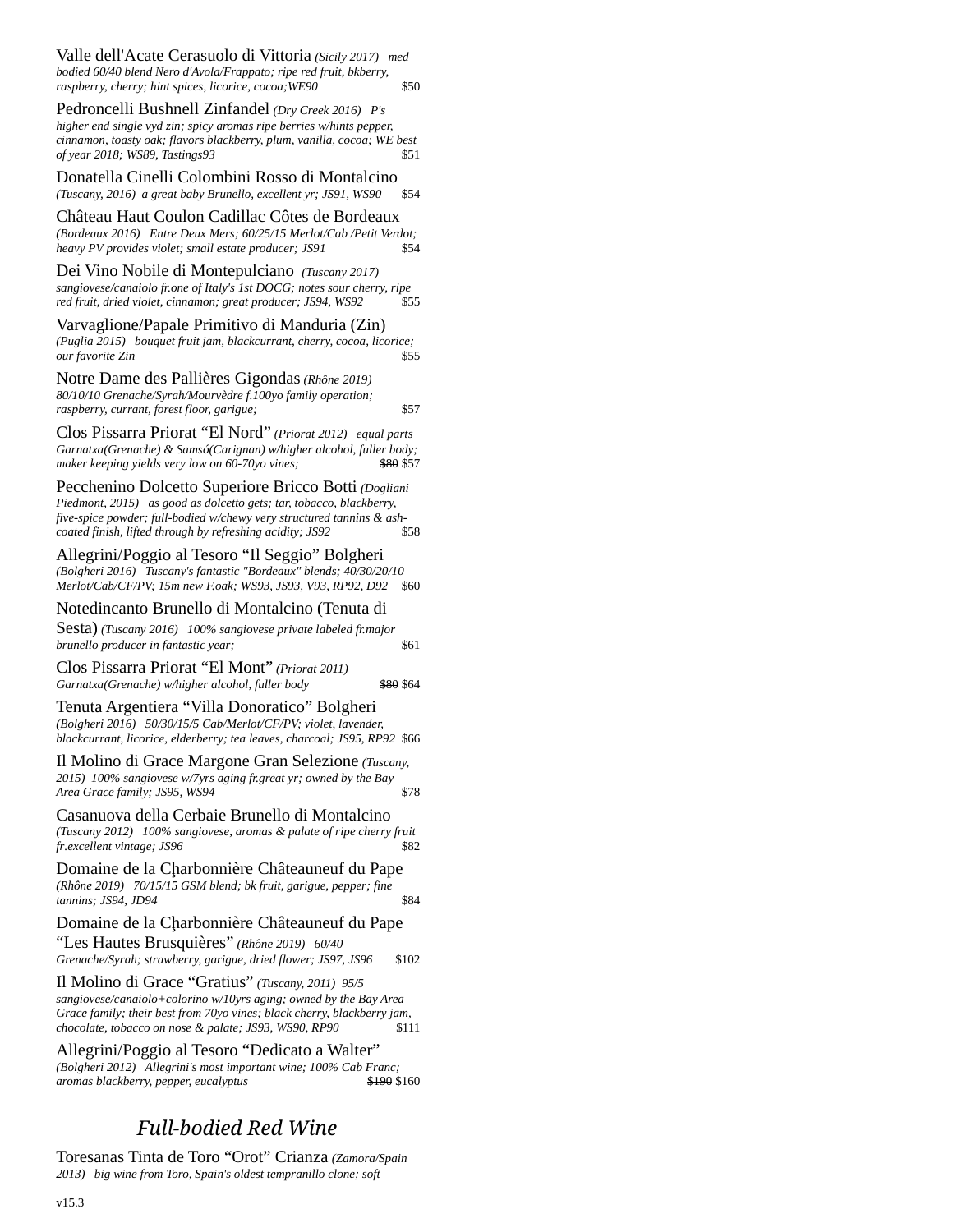Valle dell'Acate Cerasuolo di Vittoria *(Sicily 2017) med bodied 60/40 blend Nero d'Avola/Frappato; ripe red fruit, bkberry, raspberry, cherry; hint spices, licorice, cocoa;WE90* $50

Pedroncelli Bushnell Zinfandel *(Dry Creek 2016) P's higher end single vyd zin; spicy aromas ripe berries w/hints pepper, cinnamon, toasty oak; flavors blackberry, plum, vanilla, cocoa; WE best of year 2018; WS89, Tastings93* $51

Donatella Cinelli Colombini Rosso di Montalcino *(Tuscany, 2016) a great baby Brunello, excellent yr; JS91, WS90* $54

Château Haut Coulon Cadillac Côtes de Bordeaux *(Bordeaux 2016) Entre Deux Mers; 60/25/15 Merlot/Cab /Petit Verdot; heavy PV provides violet; small estate producer; JS91* $54

Dei Vino Nobile di Montepulciano *(Tuscany 2017) sangiovese/canaiolo fr.one of Italy's 1st DOCG; notes sour cherry, ripe red fruit, dried violet, cinnamon; great producer; JS94, WS92* $55

Varvaglione/Papale Primitivo di Manduria (Zin) *(Puglia 2015) bouquet fruit jam, blackcurrant, cherry, cocoa, licorice; our favorite Zin* $55

Notre Dame des Pallières Gigondas *(Rhône 2019) 80/10/10 Grenache/Syrah/Mourvèdre f.100yo family operation; raspberry, currant, forest floor, garigue;* $57

Clos Pissarra Priorat "El Nord" *(Priorat 2012) equal parts Garnatxa(Grenache) & Samsó(Carignan) w/higher alcohol, fuller body; maker keeping yields very low on 60-70yo vines;* ~~$80~~ $57

Pecchenino Dolcetto Superiore Bricco Botti *(Dogliani Piedmont, 2015) as good as dolcetto gets; tar, tobacco, blackberry, five-spice powder; full-bodied w/chewy very structured tannins & ash-coated finish, lifted through by refreshing acidity; JS92* $58

Allegrini/Poggio al Tesoro "Il Seggio" Bolgheri *(Bolgheri 2016) Tuscany's fantastic "Bordeaux" blends; 40/30/20/10 Merlot/Cab/CF/PV; 15m new F.oak; WS93, JS93, V93, RP92, D92* $60

Notedincanto Brunello di Montalcino (Tenuta di Sesta) *(Tuscany 2016) 100% sangiovese private labeled fr.major brunello producer in fantastic year;* $61

Clos Pissarra Priorat "El Mont" *(Priorat 2011) Garnatxa(Grenache) w/higher alcohol, fuller body* ~~$80~~ $64

Tenuta Argentiera "Villa Donoratico" Bolgheri *(Bolgheri 2016) 50/30/15/5 Cab/Merlot/CF/PV; violet, lavender, blackcurrant, licorice, elderberry; tea leaves, charcoal; JS95, RP92* $66

Il Molino di Grace Margone Gran Selezione *(Tuscany, 2015) 100% sangiovese w/7yrs aging fr.great yr; owned by the Bay Area Grace family; JS95, WS94* $78

Casanuova della Cerbaie Brunello di Montalcino *(Tuscany 2012) 100% sangiovese, aromas & palate of ripe cherry fruit fr.excellent vintage; JS96* $82

Domaine de la Charbonnière Châteauneuf du Pape *(Rhône 2019) 70/15/15 GSM blend; bk fruit, garigue, pepper; fine tannins; JS94, JD94* $84

Domaine de la Charbonnière Châteauneuf du Pape "Les Hautes Brusquières" *(Rhône 2019) 60/40 Grenache/Syrah; strawberry, garigue, dried flower; JS97, JS96* $102

Il Molino di Grace "Gratius" *(Tuscany, 2011) 95/5 sangiovese/canaiolo+colorino w/10yrs aging; owned by the Bay Area Grace family; their best from 70yo vines; black cherry, blackberry jam, chocolate, tobacco on nose & palate; JS93, WS90, RP90* $111

Allegrini/Poggio al Tesoro "Dedicato a Walter" *(Bolgheri 2012) Allegrini's most important wine; 100% Cab Franc; aromas blackberry, pepper, eucalyptus* ~~$190~~ $160

## *Full-bodied Red Wine*

Toresanas Tinta de Toro "Orot" Crianza *(Zamora/Spain 2013) big wine from Toro, Spain's oldest tempranillo clone; soft*

v15.3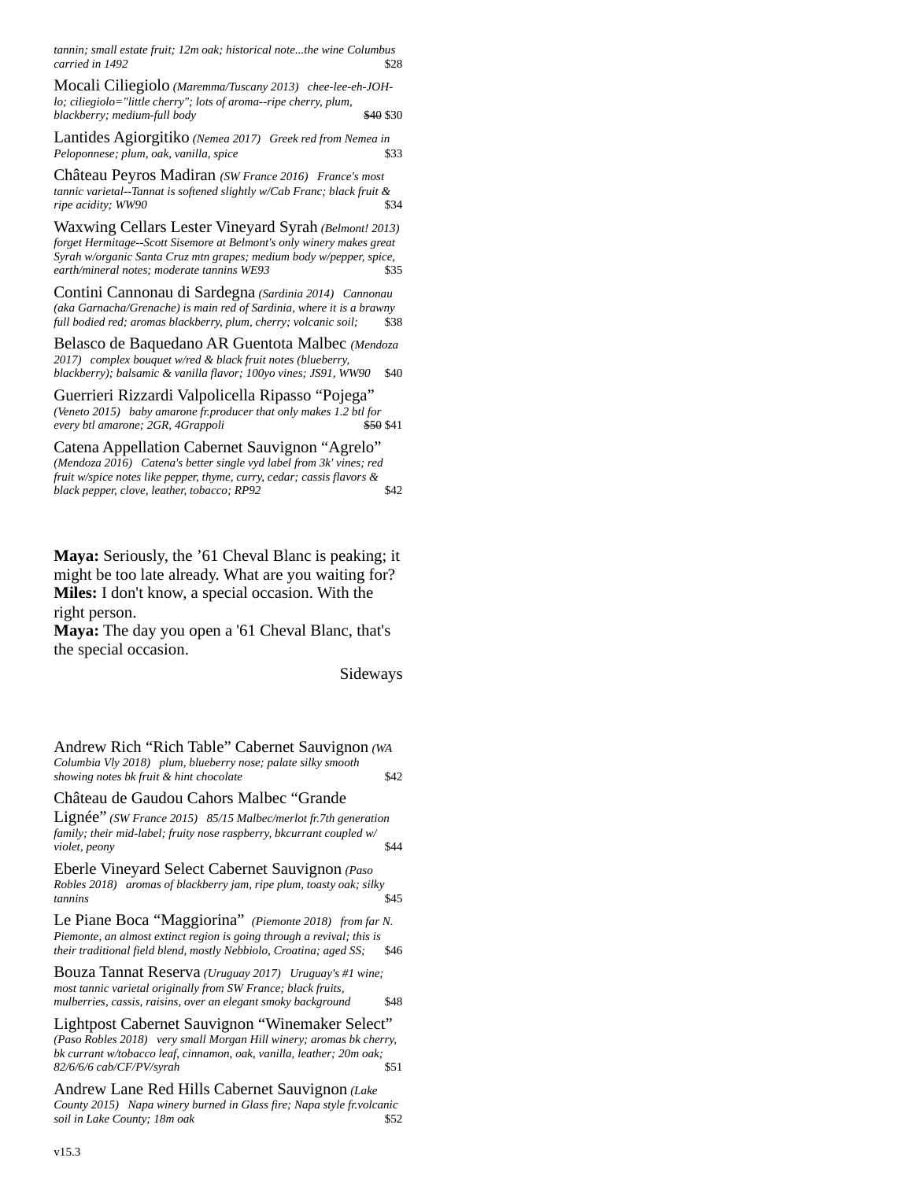*tannin; small estate fruit; 12m oak; historical note...the wine Columbus carried in 1492* $28

Mocali Ciliegiolo *(Maremma/Tuscany 2013) chee-lee-eh-JOH-lo; ciliegiolo="little cherry"; lots of aroma--ripe cherry, plum, blackberry; medium-full body* ~~$40~~ $30

Lantides Agiorgitiko *(Nemea 2017) Greek red from Nemea in Peloponnese; plum, oak, vanilla, spice* $33

Château Peyros Madiran *(SW France 2016) France's most tannic varietal--Tannat is softened slightly w/Cab Franc; black fruit & ripe acidity; WW90* $34

Waxwing Cellars Lester Vineyard Syrah *(Belmont! 2013) forget Hermitage--Scott Sisemore at Belmont's only winery makes great Syrah w/organic Santa Cruz mtn grapes; medium body w/pepper, spice, earth/mineral notes; moderate tannins WE93* $35

Contini Cannonau di Sardegna *(Sardinia 2014) Cannonau (aka Garnacha/Grenache) is main red of Sardinia, where it is a brawny full bodied red; aromas blackberry, plum, cherry; volcanic soil;* $38

Belasco de Baquedano AR Guentota Malbec *(Mendoza 2017) complex bouquet w/red & black fruit notes (blueberry, blackberry); balsamic & vanilla flavor; 100yo vines; JS91, WW90* $40

Guerrieri Rizzardi Valpolicella Ripasso "Pojega" *(Veneto 2015) baby amarone fr.producer that only makes 1.2 btl for every btl amarone; 2GR, 4Grappoli* ~~$50~~ $41

Catena Appellation Cabernet Sauvignon "Agrelo" *(Mendoza 2016) Catena's better single vyd label from 3k' vines; red fruit w/spice notes like pepper, thyme, curry, cedar; cassis flavors & black pepper, clove, leather, tobacco; RP92* $42

**Maya:** Seriously, the '61 Cheval Blanc is peaking; it might be too late already. What are you waiting for?
**Miles:** I don't know, a special occasion. With the right person.
**Maya:** The day you open a '61 Cheval Blanc, that's the special occasion.

Sideways

Andrew Rich "Rich Table" Cabernet Sauvignon *(WA Columbia Vly 2018) plum, blueberry nose; palate silky smooth showing notes bk fruit & hint chocolate* $42

Château de Gaudou Cahors Malbec "Grande Lignée" *(SW France 2015) 85/15 Malbec/merlot fr.7th generation family; their mid-label; fruity nose raspberry, bkcurrant coupled w/ violet, peony* $44

Eberle Vineyard Select Cabernet Sauvignon *(Paso Robles 2018) aromas of blackberry jam, ripe plum, toasty oak; silky tannins* $45

Le Piane Boca "Maggiorina" *(Piemonte 2018) from far N. Piemonte, an almost extinct region is going through a revival; this is their traditional field blend, mostly Nebbiolo, Croatina; aged SS;* $46

Bouza Tannat Reserva *(Uruguay 2017) Uruguay's #1 wine; most tannic varietal originally from SW France; black fruits, mulberries, cassis, raisins, over an elegant smoky background* $48

Lightpost Cabernet Sauvignon "Winemaker Select" *(Paso Robles 2018) very small Morgan Hill winery; aromas bk cherry, bk currant w/tobacco leaf, cinnamon, oak, vanilla, leather; 20m oak; 82/6/6/6 cab/CF/PV/syrah* $51

Andrew Lane Red Hills Cabernet Sauvignon *(Lake County 2015) Napa winery burned in Glass fire; Napa style fr.volcanic soil in Lake County; 18m oak* $52

v15.3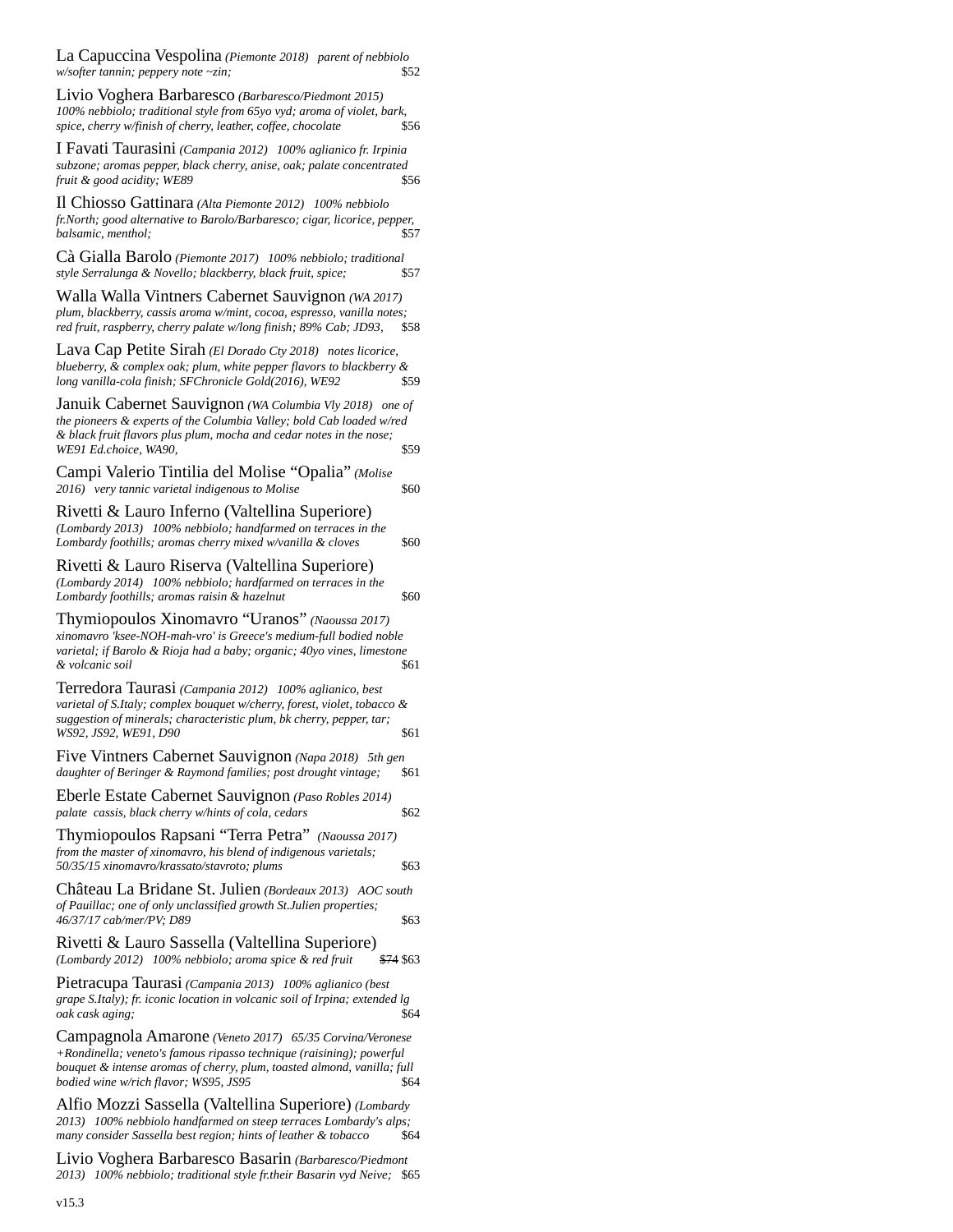La Capuccina Vespolina *(Piemonte 2018) parent of nebbiolo w/softer tannin; peppery note ~zin;* $52

Livio Voghera Barbaresco *(Barbaresco/Piedmont 2015) 100% nebbiolo; traditional style from 65yo vyd; aroma of violet, bark, spice, cherry w/finish of cherry, leather, coffee, chocolate* $56

I Favati Taurasini *(Campania 2012) 100% aglianico fr. Irpinia subzone; aromas pepper, black cherry, anise, oak; palate concentrated fruit & good acidity; WE89* $56

Il Chiosso Gattinara *(Alta Piemonte 2012) 100% nebbiolo fr.North; good alternative to Barolo/Barbaresco; cigar, licorice, pepper, balsamic, menthol;* $57

Cà Gialla Barolo *(Piemonte 2017) 100% nebbiolo; traditional style Serralunga & Novello; blackberry, black fruit, spice;* $57

Walla Walla Vintners Cabernet Sauvignon *(WA 2017) plum, blackberry, cassis aroma w/mint, cocoa, espresso, vanilla notes; red fruit, raspberry, cherry palate w/long finish; 89% Cab; JD93,* $58

Lava Cap Petite Sirah *(El Dorado Cty 2018) notes licorice, blueberry, & complex oak; plum, white pepper flavors to blackberry & long vanilla-cola finish; SFChronicle Gold(2016), WE92* $59

Januik Cabernet Sauvignon *(WA Columbia Vly 2018) one of the pioneers & experts of the Columbia Valley; bold Cab loaded w/red & black fruit flavors plus plum, mocha and cedar notes in the nose; WE91 Ed.choice, WA90,* $59

Campi Valerio Tintilia del Molise "Opalia" *(Molise 2016) very tannic varietal indigenous to Molise* $60

Rivetti & Lauro Inferno (Valtellina Superiore) *(Lombardy 2013) 100% nebbiolo; handfarmed on terraces in the Lombardy foothills; aromas cherry mixed w/vanilla & cloves* $60

Rivetti & Lauro Riserva (Valtellina Superiore) *(Lombardy 2014) 100% nebbiolo; hardfarmed on terraces in the Lombardy foothills; aromas raisin & hazelnut* $60

Thymiopoulos Xinomavro "Uranos" *(Naoussa 2017) xinomavro 'ksee-NOH-mah-vro' is Greece's medium-full bodied noble varietal; if Barolo & Rioja had a baby; organic; 40yo vines, limestone & volcanic soil* $61

Terredora Taurasi *(Campania 2012) 100% aglianico, best varietal of S.Italy; complex bouquet w/cherry, forest, violet, tobacco & suggestion of minerals; characteristic plum, bk cherry, pepper, tar; WS92, JS92, WE91, D90* $61

Five Vintners Cabernet Sauvignon *(Napa 2018) 5th gen daughter of Beringer & Raymond families; post drought vintage;* $61

Eberle Estate Cabernet Sauvignon *(Paso Robles 2014) palate cassis, black cherry w/hints of cola, cedars* $62

Thymiopoulos Rapsani "Terra Petra" *(Naoussa 2017) from the master of xinomavro, his blend of indigenous varietals; 50/35/15 xinomavro/krassato/stavroto; plums* $63

Château La Bridane St. Julien *(Bordeaux 2013) AOC south of Pauillac; one of only unclassified growth St.Julien properties; 46/37/17 cab/mer/PV; D89* $63

Rivetti & Lauro Sassella (Valtellina Superiore) *(Lombardy 2012) 100% nebbiolo; aroma spice & red fruit* ~~$74~~ $63

Pietracupa Taurasi *(Campania 2013) 100% aglianico (best grape S.Italy); fr. iconic location in volcanic soil of Irpina; extended lg oak cask aging;* $64

Campagnola Amarone *(Veneto 2017) 65/35 Corvina/Veronese +Rondinella; veneto's famous ripasso technique (raisining); powerful bouquet & intense aromas of cherry, plum, toasted almond, vanilla; full bodied wine w/rich flavor; WS95, JS95* $64

Alfio Mozzi Sassella (Valtellina Superiore) *(Lombardy 2013) 100% nebbiolo handfarmed on steep terraces Lombardy's alps; many consider Sassella best region; hints of leather & tobacco* $64

Livio Voghera Barbaresco Basarin *(Barbaresco/Piedmont 2013) 100% nebbiolo; traditional style fr.their Basarin vyd Neive;* $65

v15.3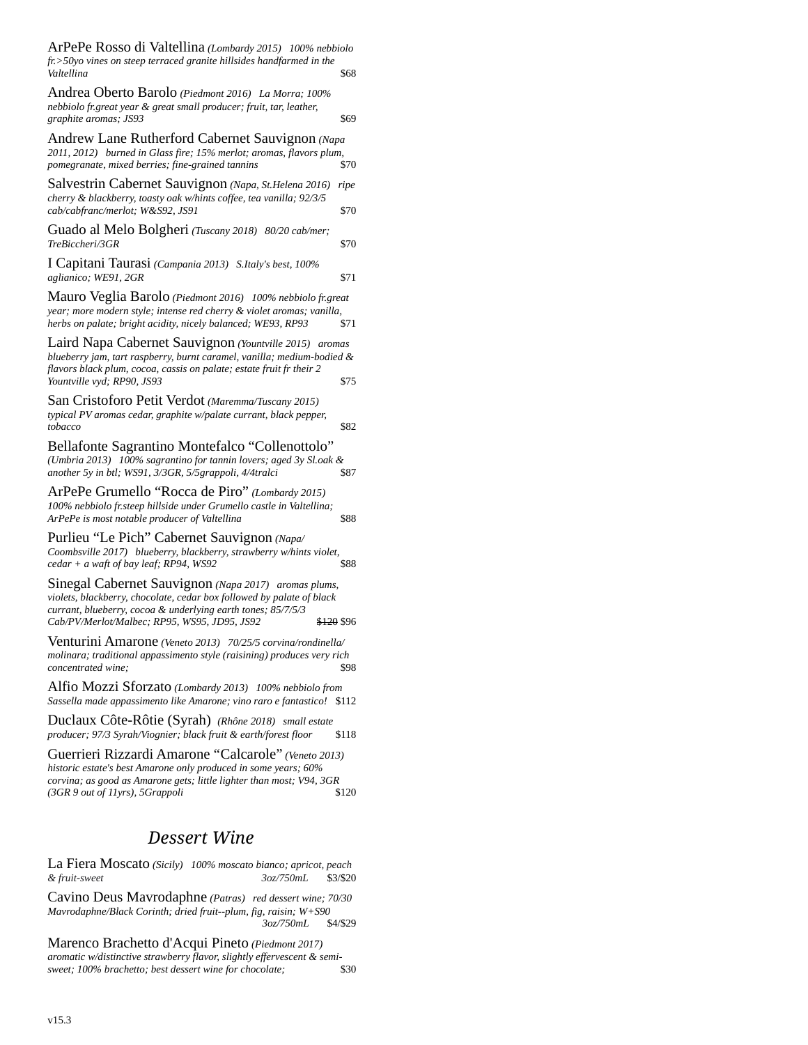ArPePe Rosso di Valtellina *(Lombardy 2015) 100% nebbiolo fr.>50yo vines on steep terraced granite hillsides handfarmed in the Valtellina* $68

Andrea Oberto Barolo *(Piedmont 2016) La Morra; 100% nebbiolo fr.great year & great small producer; fruit, tar, leather, graphite aromas; JS93* $69

Andrew Lane Rutherford Cabernet Sauvignon *(Napa 2011, 2012) burned in Glass fire; 15% merlot; aromas, flavors plum, pomegranate, mixed berries; fine-grained tannins* $70

Salvestrin Cabernet Sauvignon *(Napa, St.Helena 2016) ripe cherry & blackberry, toasty oak w/hints coffee, tea vanilla; 92/3/5 cab/cabfranc/merlot; W&S92, JS91* $70

Guado al Melo Bolgheri *(Tuscany 2018) 80/20 cab/mer; TreBiccheri/3GR* $70

I Capitani Taurasi *(Campania 2013) S.Italy's best, 100% aglianico; WE91, 2GR* $71

Mauro Veglia Barolo *(Piedmont 2016) 100% nebbiolo fr.great year; more modern style; intense red cherry & violet aromas; vanilla, herbs on palate; bright acidity, nicely balanced; WE93, RP93* $71

Laird Napa Cabernet Sauvignon *(Yountville 2015) aromas blueberry jam, tart raspberry, burnt caramel, vanilla; medium-bodied & flavors black plum, cocoa, cassis on palate; estate fruit fr their 2 Yountville vyd; RP90, JS93* $75

San Cristoforo Petit Verdot *(Maremma/Tuscany 2015) typical PV aromas cedar, graphite w/palate currant, black pepper, tobacco* $82

Bellafonte Sagrantino Montefalco “Collenottolo” *(Umbria 2013) 100% sagrantino for tannin lovers; aged 3y Sl.oak & another 5y in btl; WS91, 3/3GR, 5/5grappoli, 4/4tralci* $87

ArPePe Grumello “Rocca de Piro” *(Lombardy 2015) 100% nebbiolo fr.steep hillside under Grumello castle in Valtellina; ArPePe is most notable producer of Valtellina* $88

Purlieu “Le Pich” Cabernet Sauvignon *(Napa/ Coombsville 2017) blueberry, blackberry, strawberry w/hints violet, cedar + a waft of bay leaf; RP94, WS92* $88

Sinegal Cabernet Sauvignon *(Napa 2017) aromas plums, violets, blackberry, chocolate, cedar box followed by palate of black currant, blueberry, cocoa & underlying earth tones; 85/7/5/3 Cab/PV/Merlot/Malbec; RP95, WS95, JD95, JS92* ~~$120~~ $96

Venturini Amarone *(Veneto 2013) 70/25/5 corvina/rondinella/ molinara; traditional appassimento style (raisining) produces very rich concentrated wine;* $98

Alfio Mozzi Sforzato *(Lombardy 2013) 100% nebbiolo from Sassella made appassimento like Amarone; vino raro e fantastico!* $112

Duclaux Côte-Rôtie (Syrah) *(Rhône 2018) small estate producer; 97/3 Syrah/Viognier; black fruit & earth/forest floor* $118

Guerrieri Rizzardi Amarone “Calcarole” *(Veneto 2013) historic estate's best Amarone only produced in some years; 60% corvina; as good as Amarone gets; little lighter than most; V94, 3GR (3GR 9 out of 11yrs), 5Grappoli* $120

## *Dessert Wine*

La Fiera Moscato *(Sicily) 100% moscato bianco; apricot, peach & fruit-sweet* 3oz/750mL $3/$20

Cavino Deus Mavrodaphne *(Patras) red dessert wine; 70/30 Mavrodaphne/Black Corinth; dried fruit--plum, fig, raisin; W+S90* 3oz/750mL $4/$29

Marenco Brachetto d'Acqui Pineto *(Piedmont 2017) aromatic w/distinctive strawberry flavor, slightly effervescent & semi-sweet; 100% brachetto; best dessert wine for chocolate;* $30

v15.3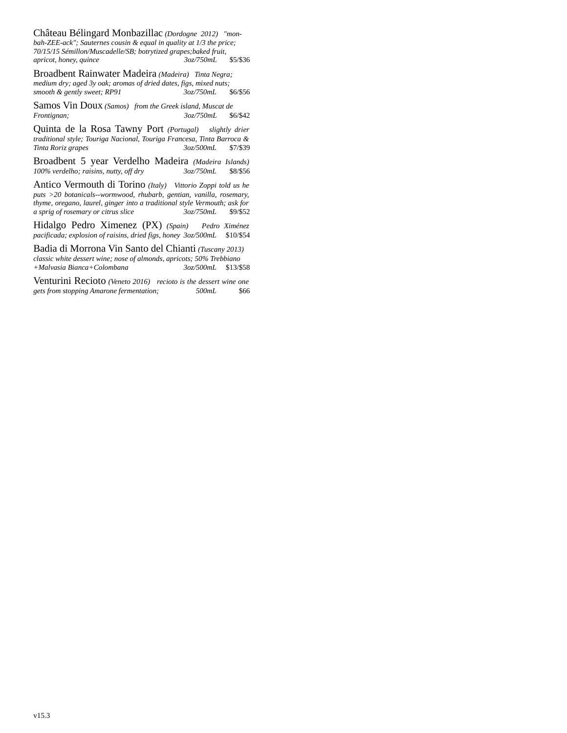Château Bélingard Monbazillac *(Dordogne 2012) "mon-bah-ZEE-ack"; Sauternes cousin & equal in quality at 1/3 the price; 70/15/15 Sémillon/Muscadelle/SB; botrytized grapes;baked fruit, apricot, honey, quince* *3oz/750mL* $5/$36

Broadbent Rainwater Madeira *(Madeira) Tinta Negra; medium dry; aged 3y oak; aromas of dried dates, figs, mixed nuts; smooth & gently sweet; RP91* *3oz/750mL* $6/$56

Samos Vin Doux *(Samos) from the Greek island, Muscat de Frontignan;* *3oz/750mL* $6/$42

Quinta de la Rosa Tawny Port *(Portugal) slightly drier traditional style; Touriga Nacional, Touriga Francesa, Tinta Barroca & Tinta Roriz grapes* *3oz/500mL* $7/$39

Broadbent 5 year Verdelho Madeira *(Madeira Islands) 100% verdelho; raisins, nutty, off dry* *3oz/750mL* $8/$56

Antico Vermouth di Torino *(Italy) Vittorio Zoppi told us he puts >20 botanicals--wormwood, rhubarb, gentian, vanilla, rosemary, thyme, oregano, laurel, ginger into a traditional style Vermouth; ask for a sprig of rosemary or citrus slice* *3oz/750mL* $9/$52

Hidalgo Pedro Ximenez (PX) *(Spain) Pedro Ximénez pacificada; explosion of raisins, dried figs, honey* *3oz/500mL* $10/$54

Badia di Morrona Vin Santo del Chianti *(Tuscany 2013) classic white dessert wine; nose of almonds, apricots; 50% Trebbiano +Malvasia Bianca+Colombana* *3oz/500mL* $13/$58

Venturini Recioto *(Veneto 2016) recioto is the dessert wine one gets from stopping Amarone fermentation;* *500mL* $66

v15.3